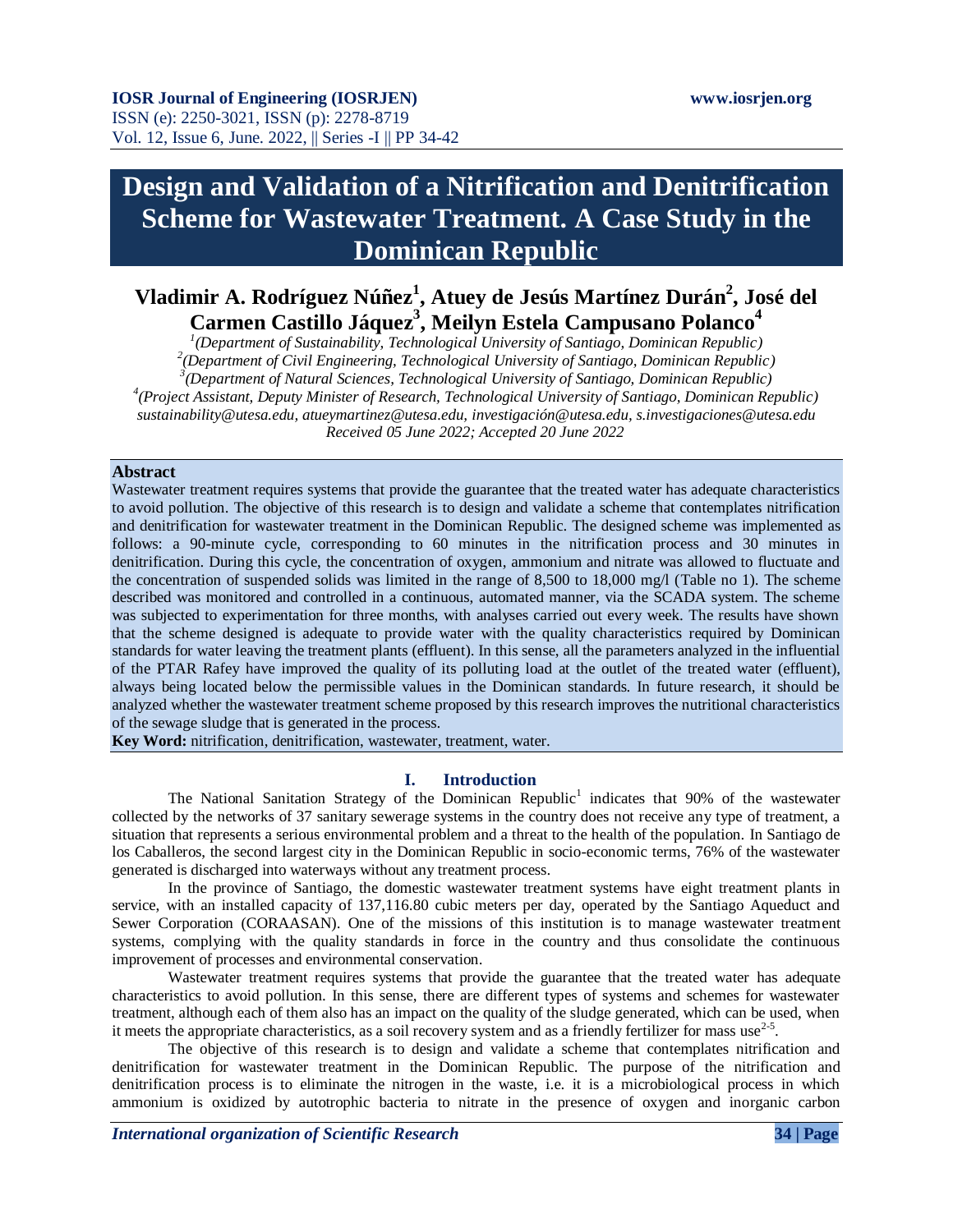# Design and Validation of a Nitrification and Denitrification Scheme for Wastewater Treatment. A Case Study in the Dominican Republic

**Vladimir A. Rodríguez Núñez[1], Atuey de Jesús Martínez Durán[2], José del Carmen Castillo Jáquez[3], Meilyn Estela Campusano Polanco[4]**

[1]*(Department of Sustainability, Technological University of Santiago, Dominican Republic)*
[2]*(Department of Civil Engineering, Technological University of Santiago, Dominican Republic)*
[3]*(Department of Natural Sciences, Technological University of Santiago, Dominican Republic)*
[4]*(Project Assistant, Deputy Minister of Research, Technological University of Santiago, Dominican Republic)*
*sustainability@utesa.edu, atueymartinez@utesa.edu, investigación@utesa.edu, s.investigaciones@utesa.edu*
*Received 05 June 2022; Accepted 20 June 2022*

## Abstract

Wastewater treatment requires systems that provide the guarantee that the treated water has adequate characteristics to avoid pollution. The objective of this research is to design and validate a scheme that contemplates nitrification and denitrification for wastewater treatment in the Dominican Republic. The designed scheme was implemented as follows: a 90-minute cycle, corresponding to 60 minutes in the nitrification process and 30 minutes in denitrification. During this cycle, the concentration of oxygen, ammonium and nitrate was allowed to fluctuate and the concentration of suspended solids was limited in the range of 8,500 to 18,000 mg/l (Table no 1). The scheme described was monitored and controlled in a continuous, automated manner, via the SCADA system. The scheme was subjected to experimentation for three months, with analyses carried out every week. The results have shown that the scheme designed is adequate to provide water with the quality characteristics required by Dominican standards for water leaving the treatment plants (effluent). In this sense, all the parameters analyzed in the influential of the PTAR Rafey have improved the quality of its polluting load at the outlet of the treated water (effluent), always being located below the permissible values in the Dominican standards. In future research, it should be analyzed whether the wastewater treatment scheme proposed by this research improves the nutritional characteristics of the sewage sludge that is generated in the process.

**Key Word:** nitrification, denitrification, wastewater, treatment, water.

## I. Introduction

The National Sanitation Strategy of the Dominican Republic[1] indicates that 90% of the wastewater collected by the networks of 37 sanitary sewerage systems in the country does not receive any type of treatment, a situation that represents a serious environmental problem and a threat to the health of the population. In Santiago de los Caballeros, the second largest city in the Dominican Republic in socio-economic terms, 76% of the wastewater generated is discharged into waterways without any treatment process.

In the province of Santiago, the domestic wastewater treatment systems have eight treatment plants in service, with an installed capacity of 137,116.80 cubic meters per day, operated by the Santiago Aqueduct and Sewer Corporation (CORAASAN). One of the missions of this institution is to manage wastewater treatment systems, complying with the quality standards in force in the country and thus consolidate the continuous improvement of processes and environmental conservation.

Wastewater treatment requires systems that provide the guarantee that the treated water has adequate characteristics to avoid pollution. In this sense, there are different types of systems and schemes for wastewater treatment, although each of them also has an impact on the quality of the sludge generated, which can be used, when it meets the appropriate characteristics, as a soil recovery system and as a friendly fertilizer for mass use[2-5].

The objective of this research is to design and validate a scheme that contemplates nitrification and denitrification for wastewater treatment in the Dominican Republic. The purpose of the nitrification and denitrification process is to eliminate the nitrogen in the waste, i.e. it is a microbiological process in which ammonium is oxidized by autotrophic bacteria to nitrate in the presence of oxygen and inorganic carbon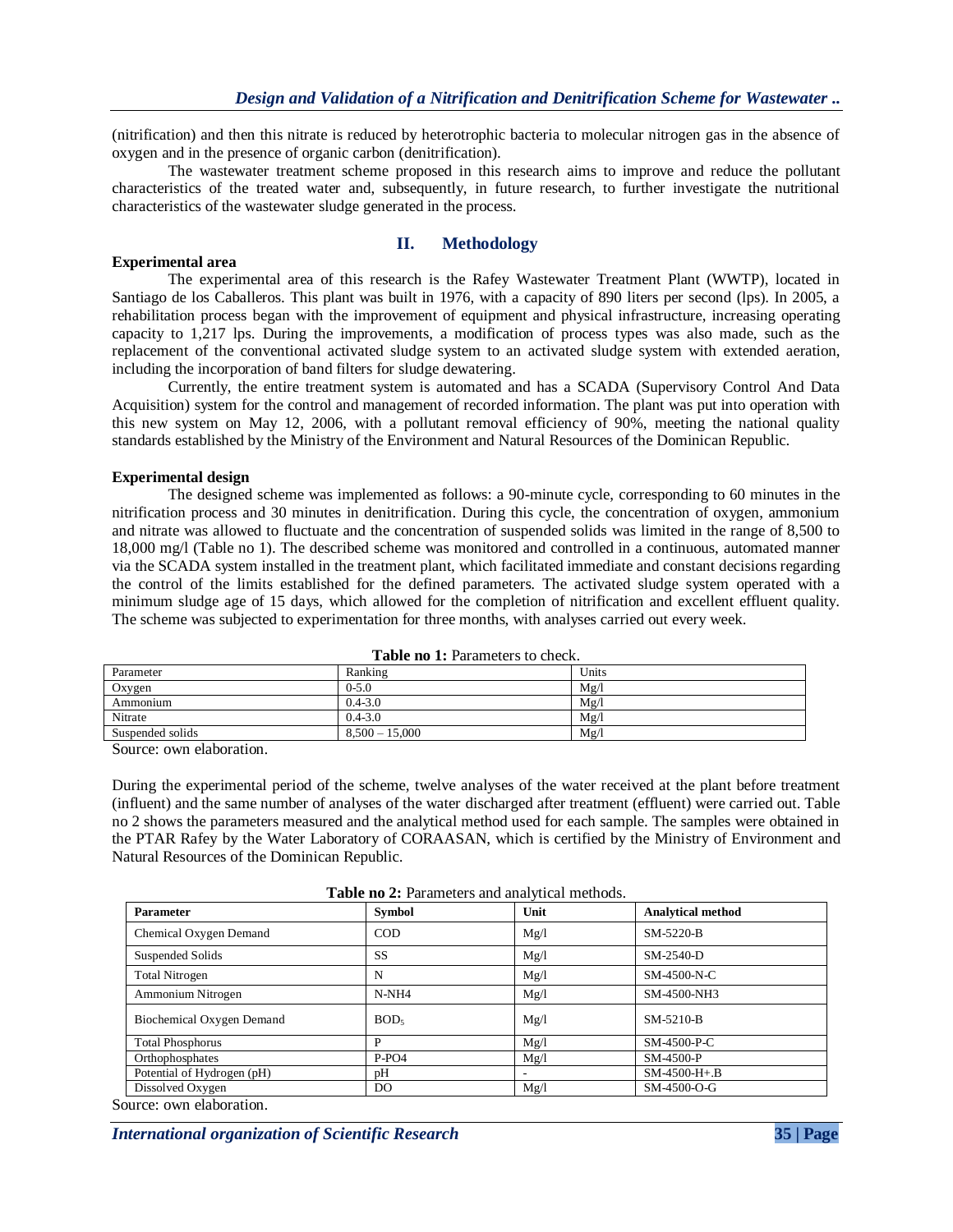(nitrification) and then this nitrate is reduced by heterotrophic bacteria to molecular nitrogen gas in the absence of oxygen and in the presence of organic carbon (denitrification).

The wastewater treatment scheme proposed in this research aims to improve and reduce the pollutant characteristics of the treated water and, subsequently, in future research, to further investigate the nutritional characteristics of the wastewater sludge generated in the process.

## II. Methodology

**Experimental area**

The experimental area of this research is the Rafey Wastewater Treatment Plant (WWTP), located in Santiago de los Caballeros. This plant was built in 1976, with a capacity of 890 liters per second (lps). In 2005, a rehabilitation process began with the improvement of equipment and physical infrastructure, increasing operating capacity to 1,217 lps. During the improvements, a modification of process types was also made, such as the replacement of the conventional activated sludge system to an activated sludge system with extended aeration, including the incorporation of band filters for sludge dewatering.

Currently, the entire treatment system is automated and has a SCADA (Supervisory Control And Data Acquisition) system for the control and management of recorded information. The plant was put into operation with this new system on May 12, 2006, with a pollutant removal efficiency of 90%, meeting the national quality standards established by the Ministry of the Environment and Natural Resources of the Dominican Republic.

**Experimental design**

The designed scheme was implemented as follows: a 90-minute cycle, corresponding to 60 minutes in the nitrification process and 30 minutes in denitrification. During this cycle, the concentration of oxygen, ammonium and nitrate was allowed to fluctuate and the concentration of suspended solids was limited in the range of 8,500 to 18,000 mg/l (Table no 1). The described scheme was monitored and controlled in a continuous, automated manner via the SCADA system installed in the treatment plant, which facilitated immediate and constant decisions regarding the control of the limits established for the defined parameters. The activated sludge system operated with a minimum sludge age of 15 days, which allowed for the completion of nitrification and excellent effluent quality. The scheme was subjected to experimentation for three months, with analyses carried out every week.

**Table no 1:** Parameters to check.

| Parameter | Ranking | Units |
|---|---|---|
| Oxygen | 0-5.0 | Mg/l |
| Ammonium | 0.4-3.0 | Mg/l |
| Nitrate | 0.4-3.0 | Mg/l |
| Suspended solids | 8,500 – 15,000 | Mg/l |

Source: own elaboration.

During the experimental period of the scheme, twelve analyses of the water received at the plant before treatment (influent) and the same number of analyses of the water discharged after treatment (effluent) were carried out. Table no 2 shows the parameters measured and the analytical method used for each sample. The samples were obtained in the PTAR Rafey by the Water Laboratory of CORAASAN, which is certified by the Ministry of Environment and Natural Resources of the Dominican Republic.

**Table no 2:** Parameters and analytical methods.

| **Parameter** | **Symbol** | **Unit** | **Analytical method** |
|---|---|---|---|
| Chemical Oxygen Demand | COD | Mg/l | SM-5220-B |
| Suspended Solids | SS | Mg/l | SM-2540-D |
| Total Nitrogen | N | Mg/l | SM-4500-N-C |
| Ammonium Nitrogen | N-NH4 | Mg/l | SM-4500-NH3 |
| Biochemical Oxygen Demand | $BOD_5$ | Mg/l | SM-5210-B |
| Total Phosphorus | P | Mg/l | SM-4500-P-C |
| Orthophosphates | P-PO4 | Mg/l | SM-4500-P |
| Potential of Hydrogen (pH) | pH | - | SM-4500-H+.B |
| Dissolved Oxygen | DO | Mg/l | SM-4500-O-G |

Source: own elaboration.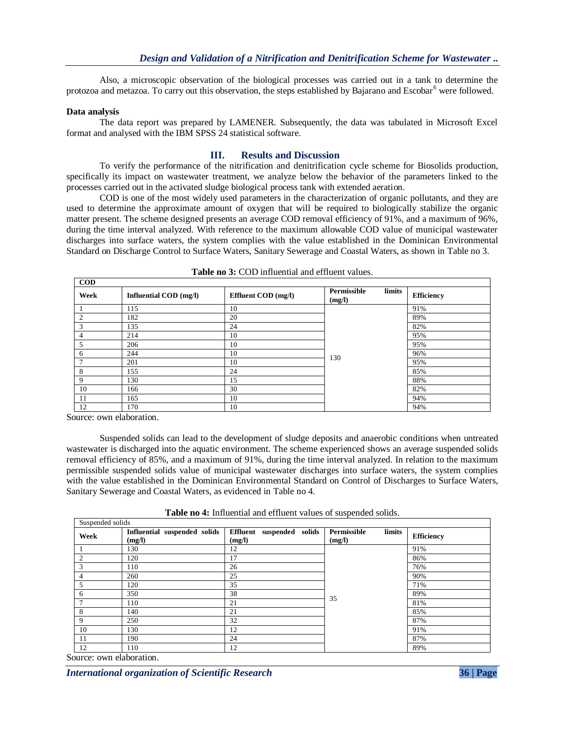Also, a microscopic observation of the biological processes was carried out in a tank to determine the protozoa and metazoa. To carry out this observation, the steps established by Bajarano and Escobar[6] were followed.

**Data analysis**

The data report was prepared by LAMENER. Subsequently, the data was tabulated in Microsoft Excel format and analysed with the IBM SPSS 24 statistical software.

## III. Results and Discussion

To verify the performance of the nitrification and denitrification cycle scheme for Biosolids production, specifically its impact on wastewater treatment, we analyze below the behavior of the parameters linked to the processes carried out in the activated sludge biological process tank with extended aeration.

COD is one of the most widely used parameters in the characterization of organic pollutants, and they are used to determine the approximate amount of oxygen that will be required to biologically stabilize the organic matter present. The scheme designed presents an average COD removal efficiency of 91%, and a maximum of 96%, during the time interval analyzed. With reference to the maximum allowable COD value of municipal wastewater discharges into surface waters, the system complies with the value established in the Dominican Environmental Standard on Discharge Control to Surface Waters, Sanitary Sewerage and Coastal Waters, as shown in Table no 3.

**Table no 3:** COD influential and effluent values.

| **COD** | | | | |
|---|---|---|---|---|
| **Week** | **Influential COD (mg/l)** | **Effluent COD (mg/l)** | **Permissible limits (mg/l)** | **Efficiency** |
| 1 | 115 | 10 | 130 | 91% |
| 2 | 182 | 20 | | 89% |
| 3 | 135 | 24 | | 82% |
| 4 | 214 | 10 | | 95% |
| 5 | 206 | 10 | | 95% |
| 6 | 244 | 10 | | 96% |
| 7 | 201 | 10 | | 95% |
| 8 | 155 | 24 | | 85% |
| 9 | 130 | 15 | | 88% |
| 10 | 166 | 30 | | 82% |
| 11 | 165 | 10 | | 94% |
| 12 | 170 | 10 | | 94% |

Source: own elaboration.

Suspended solids can lead to the development of sludge deposits and anaerobic conditions when untreated wastewater is discharged into the aquatic environment. The scheme experienced shows an average suspended solids removal efficiency of 85%, and a maximum of 91%, during the time interval analyzed. In relation to the maximum permissible suspended solids value of municipal wastewater discharges into surface waters, the system complies with the value established in the Dominican Environmental Standard on Control of Discharges to Surface Waters, Sanitary Sewerage and Coastal Waters, as evidenced in Table no 4.

**Table no 4:** Influential and effluent values of suspended solids.

| Suspended solids | | | | |
|---|---|---|---|---|
| **Week** | **Influential suspended solids (mg/l)** | **Effluent suspended solids (mg/l)** | **Permissible limits (mg/l)** | **Efficiency** |
| 1 | 130 | 12 | 35 | 91% |
| 2 | 120 | 17 | | 86% |
| 3 | 110 | 26 | | 76% |
| 4 | 260 | 25 | | 90% |
| 5 | 120 | 35 | | 71% |
| 6 | 350 | 38 | | 89% |
| 7 | 110 | 21 | | 81% |
| 8 | 140 | 21 | | 85% |
| 9 | 250 | 32 | | 87% |
| 10 | 130 | 12 | | 91% |
| 11 | 190 | 24 | | 87% |
| 12 | 110 | 12 | | 89% |

Source: own elaboration.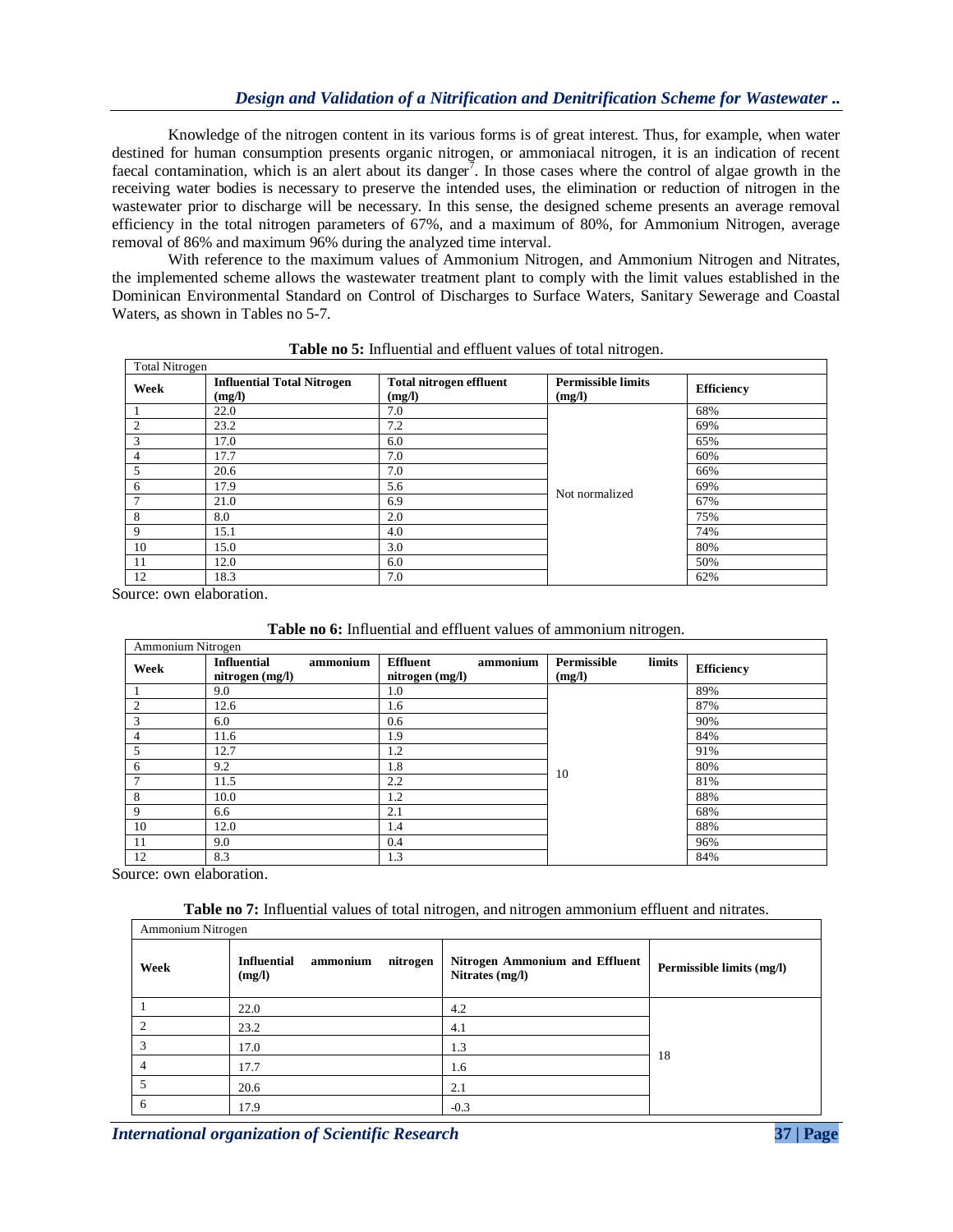Knowledge of the nitrogen content in its various forms is of great interest. Thus, for example, when water destined for human consumption presents organic nitrogen, or ammoniacal nitrogen, it is an indication of recent faecal contamination, which is an alert about its danger[7]. In those cases where the control of algae growth in the receiving water bodies is necessary to preserve the intended uses, the elimination or reduction of nitrogen in the wastewater prior to discharge will be necessary. In this sense, the designed scheme presents an average removal efficiency in the total nitrogen parameters of 67%, and a maximum of 80%, for Ammonium Nitrogen, average removal of 86% and maximum 96% during the analyzed time interval.

With reference to the maximum values of Ammonium Nitrogen, and Ammonium Nitrogen and Nitrates, the implemented scheme allows the wastewater treatment plant to comply with the limit values established in the Dominican Environmental Standard on Control of Discharges to Surface Waters, Sanitary Sewerage and Coastal Waters, as shown in Tables no 5-7.

**Table no 5:** Influential and effluent values of total nitrogen.

| Total Nitrogen | | | | |
|---|---|---|---|---|
| **Week** | **Influential Total Nitrogen (mg/l)** | **Total nitrogen effluent (mg/l)** | **Permissible limits (mg/l)** | **Efficiency** |
| 1 | 22.0 | 7.0 | Not normalized | 68% |
| 2 | 23.2 | 7.2 | | 69% |
| 3 | 17.0 | 6.0 | | 65% |
| 4 | 17.7 | 7.0 | | 60% |
| 5 | 20.6 | 7.0 | | 66% |
| 6 | 17.9 | 5.6 | | 69% |
| 7 | 21.0 | 6.9 | | 67% |
| 8 | 8.0 | 2.0 | | 75% |
| 9 | 15.1 | 4.0 | | 74% |
| 10 | 15.0 | 3.0 | | 80% |
| 11 | 12.0 | 6.0 | | 50% |
| 12 | 18.3 | 7.0 | | 62% |

Source: own elaboration.

**Table no 6:** Influential and effluent values of ammonium nitrogen.

| Ammonium Nitrogen | | | | |
|---|---|---|---|---|
| **Week** | **Influential ammonium nitrogen (mg/l)** | **Effluent ammonium nitrogen (mg/l)** | **Permissible limits (mg/l)** | **Efficiency** |
| 1 | 9.0 | 1.0 | 10 | 89% |
| 2 | 12.6 | 1.6 | | 87% |
| 3 | 6.0 | 0.6 | | 90% |
| 4 | 11.6 | 1.9 | | 84% |
| 5 | 12.7 | 1.2 | | 91% |
| 6 | 9.2 | 1.8 | | 80% |
| 7 | 11.5 | 2.2 | | 81% |
| 8 | 10.0 | 1.2 | | 88% |
| 9 | 6.6 | 2.1 | | 68% |
| 10 | 12.0 | 1.4 | | 88% |
| 11 | 9.0 | 0.4 | | 96% |
| 12 | 8.3 | 1.3 | | 84% |

Source: own elaboration.

**Table no 7:** Influential values of total nitrogen, and nitrogen ammonium effluent and nitrates.

| Ammonium Nitrogen | | | |
|---|---|---|---|
| **Week** | **Influential ammonium nitrogen (mg/l)** | **Nitrogen Ammonium and Effluent Nitrates (mg/l)** | **Permissible limits (mg/l)** |
| 1 | 22.0 | 4.2 | 18 |
| 2 | 23.2 | 4.1 | |
| 3 | 17.0 | 1.3 | |
| 4 | 17.7 | 1.6 | |
| 5 | 20.6 | 2.1 | |
| 6 | 17.9 | -0.3 | |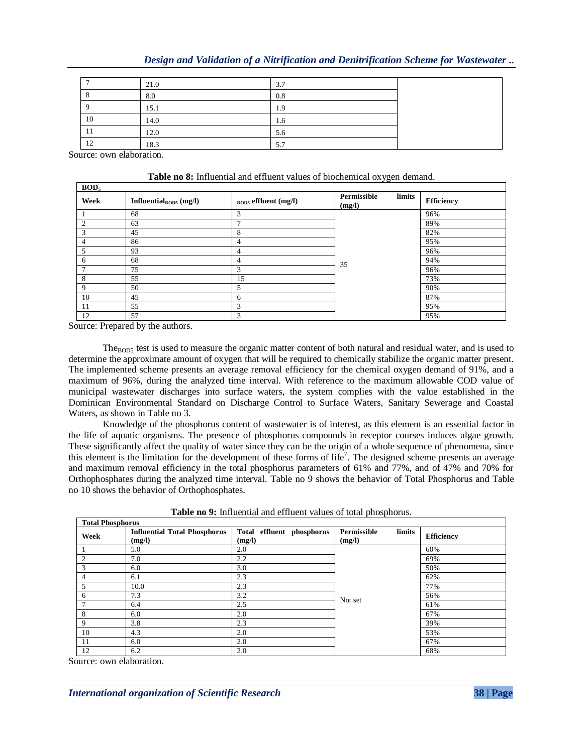| 7 | 21.0 | 3.7 | |
|---|---|---|---|
| 8 | 8.0 | 0.8 | |
| 9 | 15.1 | 1.9 | |
| 10 | 14.0 | 1.6 | |
| 11 | 12.0 | 5.6 | |
| 12 | 18.3 | 5.7 | |

Source: own elaboration.

**Table no 8:** Influential and effluent values of biochemical oxygen demand.

| $BOD_5$ | | | | |
|---|---|---|---|---|
| **Week** | **Influential$_{BOD5}$ (mg/l)** | **$_{BOD5}$ effluent (mg/l)** | **Permissible limits (mg/l)** | **Efficiency** |
| 1 | 68 | 3 | 35 | 96% |
| 2 | 63 | 7 | | 89% |
| 3 | 45 | 8 | | 82% |
| 4 | 86 | 4 | | 95% |
| 5 | 93 | 4 | | 96% |
| 6 | 68 | 4 | | 94% |
| 7 | 75 | 3 | | 96% |
| 8 | 55 | 15 | | 73% |
| 9 | 50 | 5 | | 90% |
| 10 | 45 | 6 | | 87% |
| 11 | 55 | 3 | | 95% |
| 12 | 57 | 3 | | 95% |

Source: Prepared by the authors.

The$_{BOD5}$ test is used to measure the organic matter content of both natural and residual water, and is used to determine the approximate amount of oxygen that will be required to chemically stabilize the organic matter present. The implemented scheme presents an average removal efficiency for the chemical oxygen demand of 91%, and a maximum of 96%, during the analyzed time interval. With reference to the maximum allowable COD value of municipal wastewater discharges into surface waters, the system complies with the value established in the Dominican Environmental Standard on Discharge Control to Surface Waters, Sanitary Sewerage and Coastal Waters, as shown in Table no 3.

Knowledge of the phosphorus content of wastewater is of interest, as this element is an essential factor in the life of aquatic organisms. The presence of phosphorus compounds in receptor courses induces algae growth. These significantly affect the quality of water since they can be the origin of a whole sequence of phenomena, since this element is the limitation for the development of these forms of life[7]. The designed scheme presents an average and maximum removal efficiency in the total phosphorus parameters of 61% and 77%, and of 47% and 70% for Orthophosphates during the analyzed time interval. Table no 9 shows the behavior of Total Phosphorus and Table no 10 shows the behavior of Orthophosphates.

**Table no 9:** Influential and effluent values of total phosphorus.

| **Total Phosphorus** | | | | |
|---|---|---|---|---|
| **Week** | **Influential Total Phosphorus (mg/l)** | **Total effluent phosphorus (mg/l)** | **Permissible limits (mg/l)** | **Efficiency** |
| 1 | 5.0 | 2.0 | Not set | 60% |
| 2 | 7.0 | 2.2 | | 69% |
| 3 | 6.0 | 3.0 | | 50% |
| 4 | 6.1 | 2.3 | | 62% |
| 5 | 10.0 | 2.3 | | 77% |
| 6 | 7.3 | 3.2 | | 56% |
| 7 | 6.4 | 2.5 | | 61% |
| 8 | 6.0 | 2.0 | | 67% |
| 9 | 3.8 | 2.3 | | 39% |
| 10 | 4.3 | 2.0 | | 53% |
| 11 | 6.0 | 2.0 | | 67% |
| 12 | 6.2 | 2.0 | | 68% |

Source: own elaboration.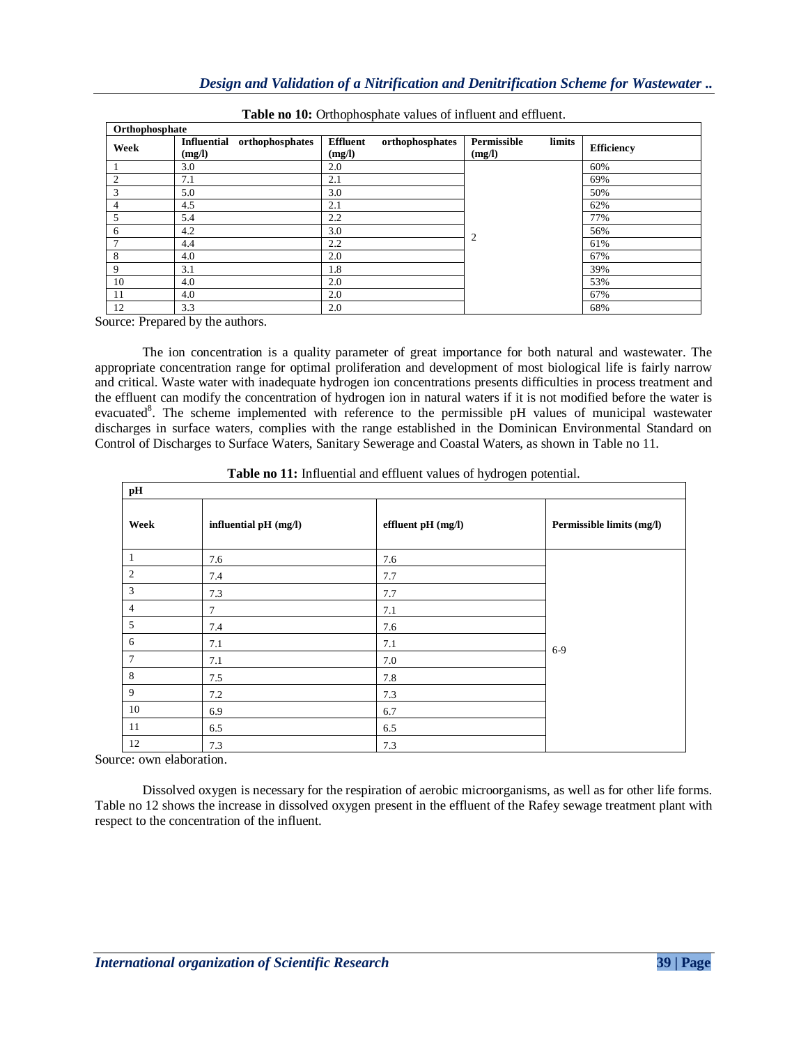**Table no 10:** Orthophosphate values of influent and effluent.

| Orthophosphate | | | | |
|---|---|---|---|---|
| Week | Influential orthophosphates (mg/l) | Effluent orthophosphates (mg/l) | Permissible limits (mg/l) | Efficiency |
| 1 | 3.0 | 2.0 | 2 | 60% |
| 2 | 7.1 | 2.1 | | 69% |
| 3 | 5.0 | 3.0 | | 50% |
| 4 | 4.5 | 2.1 | | 62% |
| 5 | 5.4 | 2.2 | | 77% |
| 6 | 4.2 | 3.0 | | 56% |
| 7 | 4.4 | 2.2 | | 61% |
| 8 | 4.0 | 2.0 | | 67% |
| 9 | 3.1 | 1.8 | | 39% |
| 10 | 4.0 | 2.0 | | 53% |
| 11 | 4.0 | 2.0 | | 67% |
| 12 | 3.3 | 2.0 | | 68% |

Source: Prepared by the authors.

The ion concentration is a quality parameter of great importance for both natural and wastewater. The appropriate concentration range for optimal proliferation and development of most biological life is fairly narrow and critical. Waste water with inadequate hydrogen ion concentrations presents difficulties in process treatment and the effluent can modify the concentration of hydrogen ion in natural waters if it is not modified before the water is evacuated[8]. The scheme implemented with reference to the permissible pH values of municipal wastewater discharges in surface waters, complies with the range established in the Dominican Environmental Standard on Control of Discharges to Surface Waters, Sanitary Sewerage and Coastal Waters, as shown in Table no 11.

**Table no 11:** Influential and effluent values of hydrogen potential.

| pH | | | |
|---|---|---|---|
| Week | influential pH (mg/l) | effluent pH (mg/l) | Permissible limits (mg/l) |
| 1 | 7.6 | 7.6 | 6-9 |
| 2 | 7.4 | 7.7 | |
| 3 | 7.3 | 7.7 | |
| 4 | 7 | 7.1 | |
| 5 | 7.4 | 7.6 | |
| 6 | 7.1 | 7.1 | |
| 7 | 7.1 | 7.0 | |
| 8 | 7.5 | 7.8 | |
| 9 | 7.2 | 7.3 | |
| 10 | 6.9 | 6.7 | |
| 11 | 6.5 | 6.5 | |
| 12 | 7.3 | 7.3 | |

Source: own elaboration.

Dissolved oxygen is necessary for the respiration of aerobic microorganisms, as well as for other life forms. Table no 12 shows the increase in dissolved oxygen present in the effluent of the Rafey sewage treatment plant with respect to the concentration of the influent.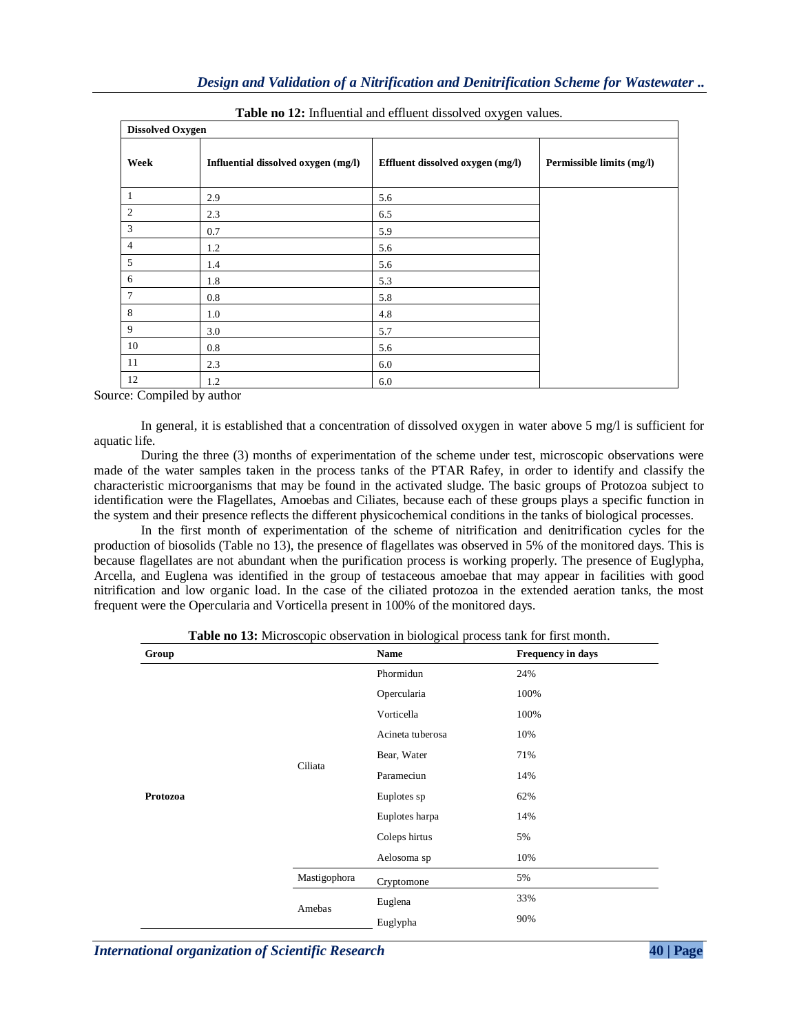**Table no 12:** Influential and effluent dissolved oxygen values.

| Dissolved Oxygen | | | |
|---|---|---|---|
| **Week** | **Influential dissolved oxygen (mg/l)** | **Effluent dissolved oxygen (mg/l)** | **Permissible limits (mg/l)** |
| 1 | 2.9 | 5.6 | |
| 2 | 2.3 | 6.5 | |
| 3 | 0.7 | 5.9 | |
| 4 | 1.2 | 5.6 | |
| 5 | 1.4 | 5.6 | |
| 6 | 1.8 | 5.3 | |
| 7 | 0.8 | 5.8 | |
| 8 | 1.0 | 4.8 | |
| 9 | 3.0 | 5.7 | |
| 10 | 0.8 | 5.6 | |
| 11 | 2.3 | 6.0 | |
| 12 | 1.2 | 6.0 | |

Source: Compiled by author

In general, it is established that a concentration of dissolved oxygen in water above 5 mg/l is sufficient for aquatic life.

During the three (3) months of experimentation of the scheme under test, microscopic observations were made of the water samples taken in the process tanks of the PTAR Rafey, in order to identify and classify the characteristic microorganisms that may be found in the activated sludge. The basic groups of Protozoa subject to identification were the Flagellates, Amoebas and Ciliates, because each of these groups plays a specific function in the system and their presence reflects the different physicochemical conditions in the tanks of biological processes.

In the first month of experimentation of the scheme of nitrification and denitrification cycles for the production of biosolids (Table no 13), the presence of flagellates was observed in 5% of the monitored days. This is because flagellates are not abundant when the purification process is working properly. The presence of Euglypha, Arcella, and Euglena was identified in the group of testaceous amoebae that may appear in facilities with good nitrification and low organic load. In the case of the ciliated protozoa in the extended aeration tanks, the most frequent were the Opercularia and Vorticella present in 100% of the monitored days.

**Table no 13:** Microscopic observation in biological process tank for first month.

| **Group** | | **Name** | **Frequency in days** |
|---|---|---|---|
| **Protozoa** | Ciliata | Phormidun | 24% |
| | | Opercularia | 100% |
| | | Vorticella | 100% |
| | | Acineta tuberosa | 10% |
| | | Bear, Water | 71% |
| | | Parameciun | 14% |
| | | Euplotes sp | 62% |
| | | Euplotes harpa | 14% |
| | | Coleps hirtus | 5% |
| | | Aelosoma sp | 10% |
| | Mastigophora | Cryptomone | 5% |
| | Amebas | Euglena | 33% |
| | | Euglypha | 90% |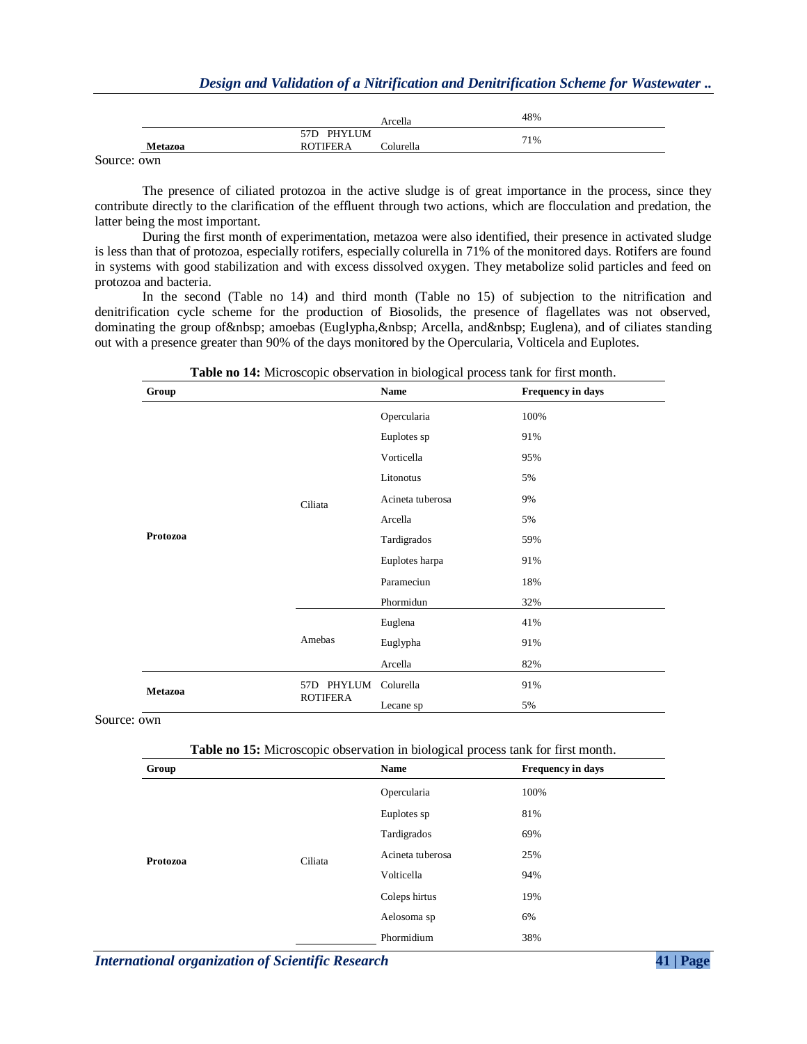| | | Arcella | 48% |
|---|---|---|---|
| Metazoa | 57D PHYLUM ROTIFERA | Colurella | 71% |

Source: own

The presence of ciliated protozoa in the active sludge is of great importance in the process, since they contribute directly to the clarification of the effluent through two actions, which are flocculation and predation, the latter being the most important.

During the first month of experimentation, metazoa were also identified, their presence in activated sludge is less than that of protozoa, especially rotifers, especially colurella in 71% of the monitored days. Rotifers are found in systems with good stabilization and with excess dissolved oxygen. They metabolize solid particles and feed on protozoa and bacteria.

In the second (Table no 14) and third month (Table no 15) of subjection to the nitrification and denitrification cycle scheme for the production of Biosolids, the presence of flagellates was not observed, dominating the group of&nbsp; amoebas (Euglypha,&nbsp; Arcella, and&nbsp; Euglena), and of ciliates standing out with a presence greater than 90% of the days monitored by the Opercularia, Volticela and Euplotes.

**Table no 14:** Microscopic observation in biological process tank for first month.

| Group | | Name | Frequency in days |
|---|---|---|---|
| Protozoa | Ciliata | Opercularia | 100% |
| | | Euplotes sp | 91% |
| | | Vorticella | 95% |
| | | Litonotus | 5% |
| | | Acineta tuberosa | 9% |
| | | Arcella | 5% |
| | | Tardigrados | 59% |
| | | Euplotes harpa | 91% |
| | | Parameciun | 18% |
| | | Phormidun | 32% |
| | Amebas | Euglena | 41% |
| | | Euglypha | 91% |
| | | Arcella | 82% |
| Metazoa | 57D PHYLUM ROTIFERA | Colurella | 91% |
| | | Lecane sp | 5% |

Source: own

**Table no 15:** Microscopic observation in biological process tank for first month.

| Group | | Name | Frequency in days |
|---|---|---|---|
| Protozoa | Ciliata | Opercularia | 100% |
| | | Euplotes sp | 81% |
| | | Tardigrados | 69% |
| | | Acineta tuberosa | 25% |
| | | Volticella | 94% |
| | | Coleps hirtus | 19% |
| | | Aelosoma sp | 6% |
| | | Phormidium | 38% |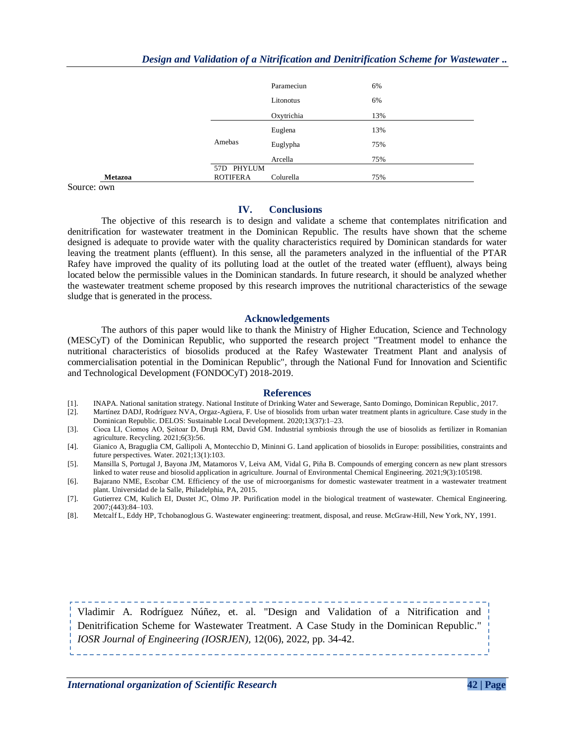| | | | |
|---|---|---|---|
| | | Parameciun | 6% |
| | | Litonotus | 6% |
| | | Oxytrichia | 13% |
| | Amebas | Euglena | 13% |
| | | Euglypha | 75% |
| | | Arcella | 75% |
| **Metazoa** | 57D PHYLUM ROTIFERA | Colurella | 75% |

Source: own

## IV. Conclusions

The objective of this research is to design and validate a scheme that contemplates nitrification and denitrification for wastewater treatment in the Dominican Republic. The results have shown that the scheme designed is adequate to provide water with the quality characteristics required by Dominican standards for water leaving the treatment plants (effluent). In this sense, all the parameters analyzed in the influential of the PTAR Rafey have improved the quality of its polluting load at the outlet of the treated water (effluent), always being located below the permissible values in the Dominican standards. In future research, it should be analyzed whether the wastewater treatment scheme proposed by this research improves the nutritional characteristics of the sewage sludge that is generated in the process.

## Acknowledgements

The authors of this paper would like to thank the Ministry of Higher Education, Science and Technology (MESCyT) of the Dominican Republic, who supported the research project "Treatment model to enhance the nutritional characteristics of biosolids produced at the Rafey Wastewater Treatment Plant and analysis of commercialisation potential in the Dominican Republic", through the National Fund for Innovation and Scientific and Technological Development (FONDOCyT) 2018-2019.

## References

[1]. INAPA. National sanitation strategy. National Institute of Drinking Water and Sewerage, Santo Domingo, Dominican Republic, 2017.

[2]. Martínez DADJ, Rodríguez NVA, Orgaz-Agüera, F. Use of biosolids from urban water treatment plants in agriculture. Case study in the Dominican Republic. DELOS: Sustainable Local Development. 2020;13(37):1–23.

[3]. Cioca LI, Ciomoş AO, Şeitoar D, Druţă RM, David GM. Industrial symbiosis through the use of biosolids as fertilizer in Romanian agriculture. Recycling. 2021;6(3):56.

[4]. Gianico A, Braguglia CM, Gallipoli A, Montecchio D, Mininni G. Land application of biosolids in Europe: possibilities, constraints and future perspectives. Water. 2021;13(1):103.

[5]. Mansilla S, Portugal J, Bayona JM, Matamoros V, Leiva AM, Vidal G, Piña B. Compounds of emerging concern as new plant stressors linked to water reuse and biosolid application in agriculture. Journal of Environmental Chemical Engineering. 2021;9(3):105198.

[6]. Bajarano NME, Escobar CM. Efficiency of the use of microorganisms for domestic wastewater treatment in a wastewater treatment plant. Universidad de la Salle, Philadelphia, PA, 2015.

[7]. Gutierrez CM, Kulich EI, Dustet JC, Olmo JP. Purification model in the biological treatment of wastewater. Chemical Engineering. 2007;(443):84–103.

[8]. Metcalf L, Eddy HP, Tchobanoglous G. Wastewater engineering: treatment, disposal, and reuse. McGraw-Hill, New York, NY, 1991.

Vladimir A. Rodríguez Núñez, et. al. "Design and Validation of a Nitrification and Denitrification Scheme for Wastewater Treatment. A Case Study in the Dominican Republic." *IOSR Journal of Engineering (IOSRJEN)*, 12(06), 2022, pp. 34-42.